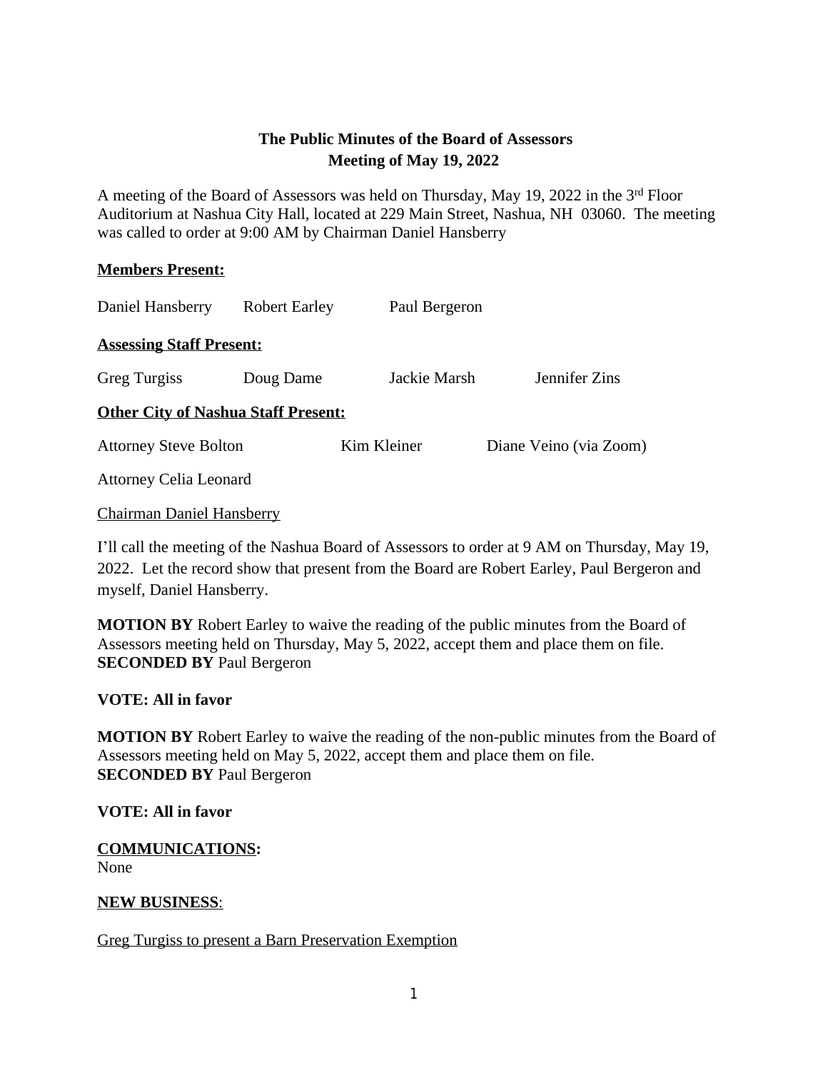**The Public Minutes of the Board of Assessors**
**Meeting of May 19, 2022**

A meeting of the Board of Assessors was held on Thursday, May 19, 2022 in the 3rd Floor Auditorium at Nashua City Hall, located at 229 Main Street, Nashua, NH 03060. The meeting was called to order at 9:00 AM by Chairman Daniel Hansberry

**Members Present:**

Daniel Hansberry Robert Earley Paul Bergeron

**Assessing Staff Present:**

Greg Turgiss Doug Dame Jackie Marsh Jennifer Zins

**Other City of Nashua Staff Present:**

Attorney Steve Bolton Kim Kleiner Diane Veino (via Zoom)

Attorney Celia Leonard

Chairman Daniel Hansberry

I'll call the meeting of the Nashua Board of Assessors to order at 9 AM on Thursday, May 19, 2022. Let the record show that present from the Board are Robert Earley, Paul Bergeron and myself, Daniel Hansberry.

**MOTION BY** Robert Earley to waive the reading of the public minutes from the Board of Assessors meeting held on Thursday, May 5, 2022, accept them and place them on file.
**SECONDED BY** Paul Bergeron

**VOTE: All in favor**

**MOTION BY** Robert Earley to waive the reading of the non-public minutes from the Board of Assessors meeting held on May 5, 2022, accept them and place them on file.
**SECONDED BY** Paul Bergeron

**VOTE: All in favor**

**COMMUNICATIONS:**
None

**NEW BUSINESS**:

Greg Turgiss to present a Barn Preservation Exemption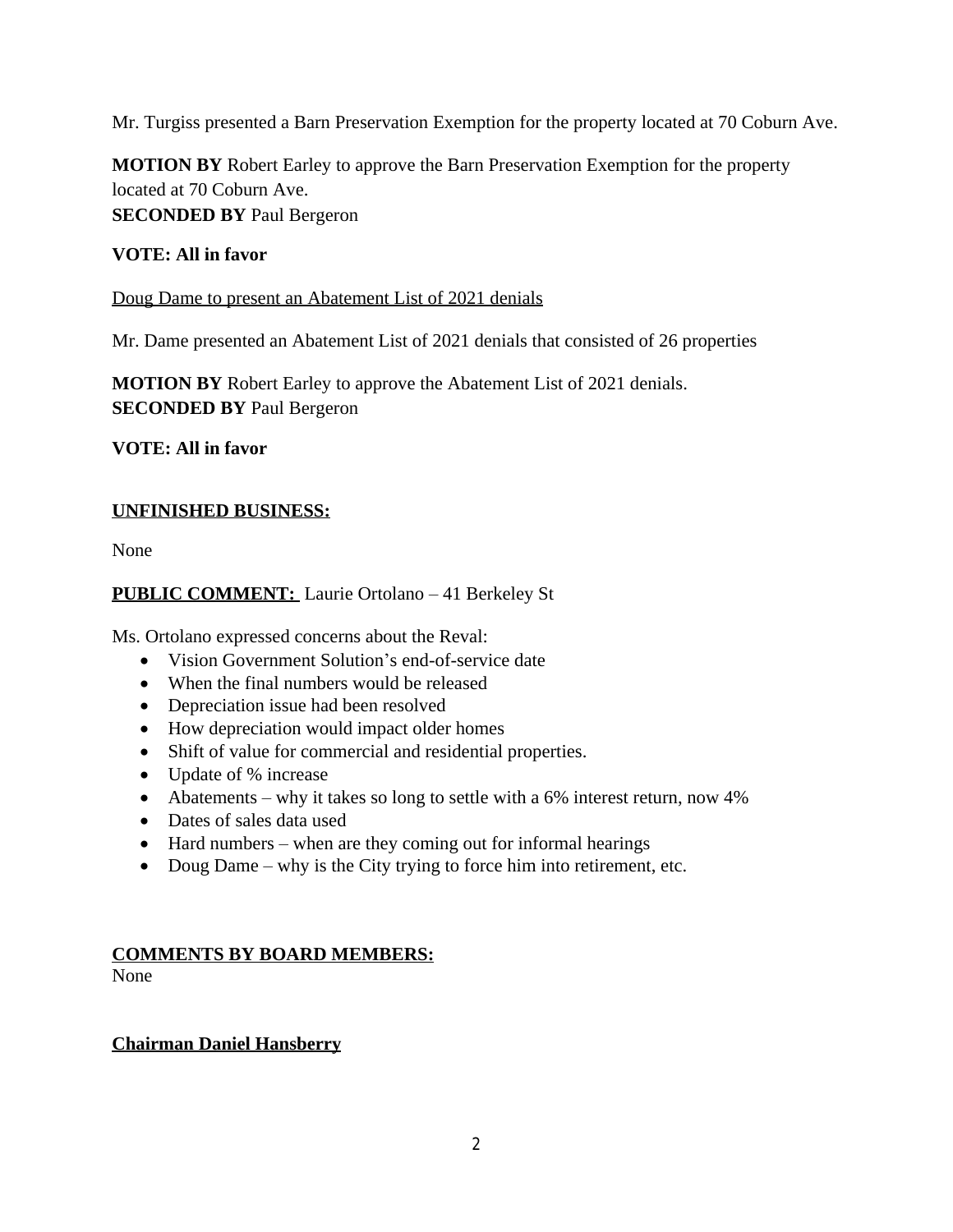Mr. Turgiss presented a Barn Preservation Exemption for the property located at 70 Coburn Ave.

**MOTION BY** Robert Earley to approve the Barn Preservation Exemption for the property located at 70 Coburn Ave.
**SECONDED BY** Paul Bergeron

**VOTE: All in favor**

<u>Doug Dame to present an Abatement List of 2021 denials</u>

Mr. Dame presented an Abatement List of 2021 denials that consisted of 26 properties

**MOTION BY** Robert Earley to approve the Abatement List of 2021 denials.
**SECONDED BY** Paul Bergeron

**VOTE: All in favor**

**<u>UNFINISHED BUSINESS:</u>**

None

**<u>PUBLIC COMMENT:</u>** Laurie Ortolano – 41 Berkeley St

Ms. Ortolano expressed concerns about the Reval:

- Vision Government Solution's end-of-service date
- When the final numbers would be released
- Depreciation issue had been resolved
- How depreciation would impact older homes
- Shift of value for commercial and residential properties.
- Update of % increase
- Abatements – why it takes so long to settle with a 6% interest return, now 4%
- Dates of sales data used
- Hard numbers – when are they coming out for informal hearings
- Doug Dame – why is the City trying to force him into retirement, etc.

**<u>COMMENTS BY BOARD MEMBERS:</u>**
None

**<u>Chairman Daniel Hansberry</u>**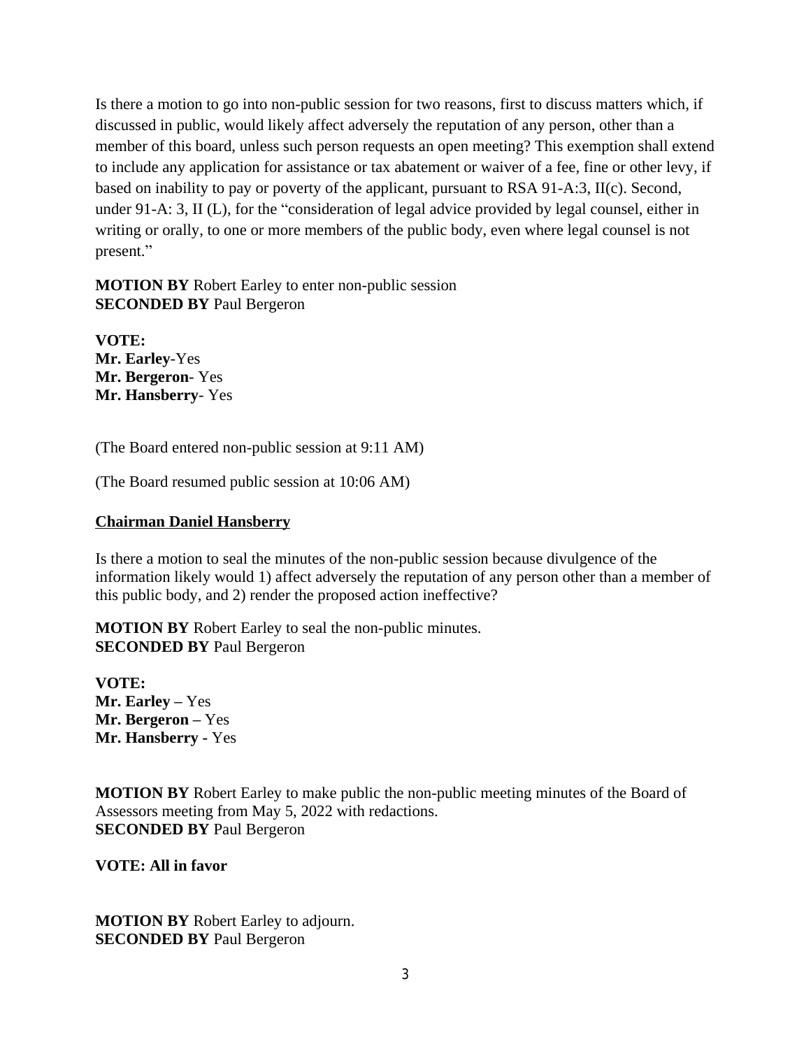Is there a motion to go into non-public session for two reasons, first to discuss matters which, if discussed in public, would likely affect adversely the reputation of any person, other than a member of this board, unless such person requests an open meeting? This exemption shall extend to include any application for assistance or tax abatement or waiver of a fee, fine or other levy, if based on inability to pay or poverty of the applicant, pursuant to RSA 91-A:3, II(c). Second, under 91-A: 3, II (L), for the "consideration of legal advice provided by legal counsel, either in writing or orally, to one or more members of the public body, even where legal counsel is not present."

**MOTION BY** Robert Earley to enter non-public session
**SECONDED BY** Paul Bergeron

**VOTE:**
**Mr. Earley**-Yes
**Mr. Bergeron**- Yes
**Mr. Hansberry**- Yes

(The Board entered non-public session at 9:11 AM)

(The Board resumed public session at 10:06 AM)

**<u>Chairman Daniel Hansberry</u>**

Is there a motion to seal the minutes of the non-public session because divulgence of the information likely would 1) affect adversely the reputation of any person other than a member of this public body, and 2) render the proposed action ineffective?

**MOTION BY** Robert Earley to seal the non-public minutes.
**SECONDED BY** Paul Bergeron

**VOTE:**
**Mr. Earley –** Yes
**Mr. Bergeron –** Yes
**Mr. Hansberry -** Yes

**MOTION BY** Robert Earley to make public the non-public meeting minutes of the Board of Assessors meeting from May 5, 2022 with redactions.
**SECONDED BY** Paul Bergeron

**VOTE: All in favor**

**MOTION BY** Robert Earley to adjourn.
**SECONDED BY** Paul Bergeron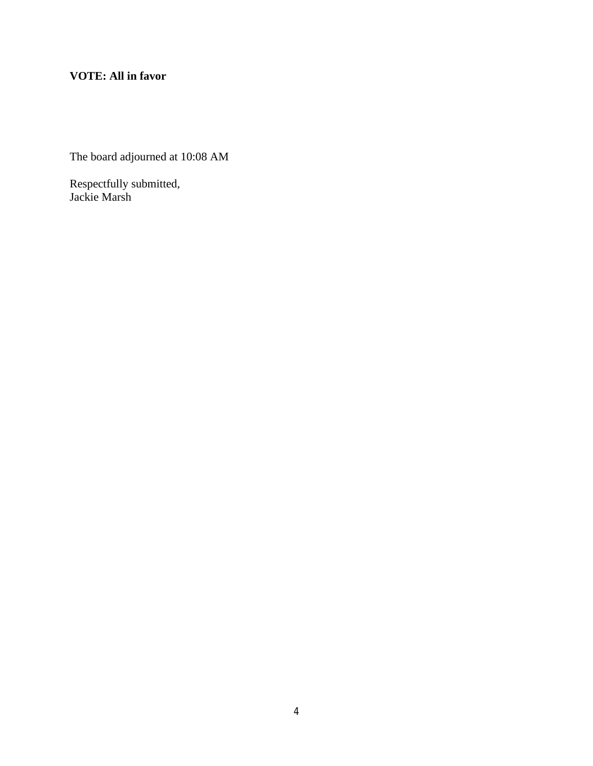**VOTE: All in favor**

The board adjourned at 10:08 AM

Respectfully submitted,
Jackie Marsh